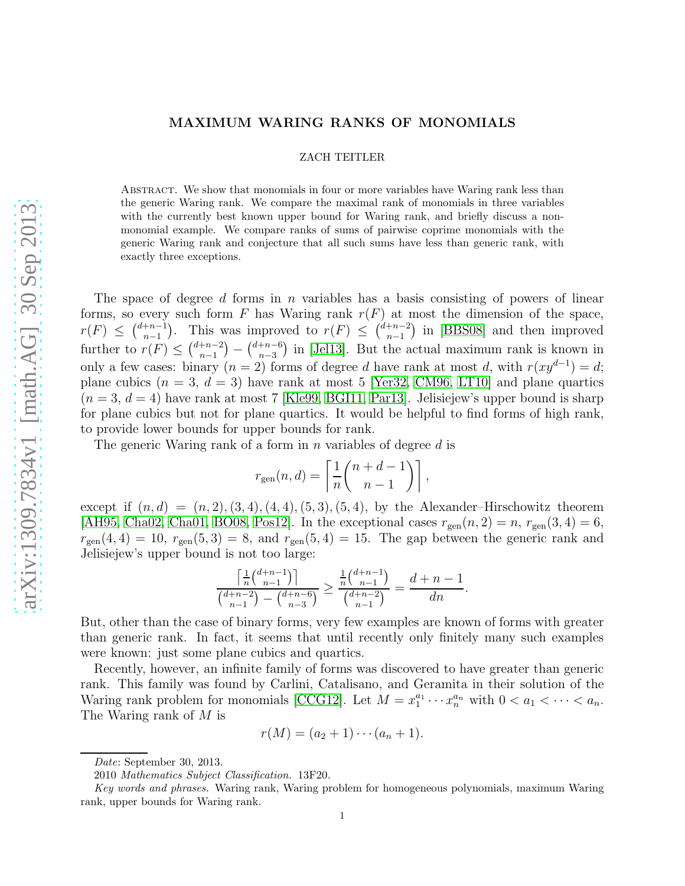# MAXIMUM WARING RANKS OF MONOMIALS

ZACH TEITLER

Abstract. We show that monomials in four or more variables have Waring rank less than the generic Waring rank. We compare the maximal rank of monomials in three variables with the currently best known upper bound for Waring rank, and briefly discuss a non-monomial example. We compare ranks of sums of pairwise coprime monomials with the generic Waring rank and conjecture that all such sums have less than generic rank, with exactly three exceptions.

The space of degree $d$ forms in $n$ variables has a basis consisting of powers of linear forms, so every such form $F$ has Waring rank $r(F)$ at most the dimension of the space, $r(F) \leq \binom{d+n-1}{n-1}$. This was improved to $r(F) \leq \binom{d+n-2}{n-1}$ in [BBS08] and then improved further to $r(F) \leq \binom{d+n-2}{n-1} - \binom{d+n-6}{n-3}$ in [Jel13]. But the actual maximum rank is known in only a few cases: binary ($n = 2$) forms of degree $d$ have rank at most $d$, with $r(xy^{d-1}) = d$; plane cubics ($n = 3$, $d = 3$) have rank at most 5 [Yer32, CM96, LT10] and plane quartics ($n = 3$, $d = 4$) have rank at most 7 [Kle99, BGI11, Par13]. Jelisiejew's upper bound is sharp for plane cubics but not for plane quartics. It would be helpful to find forms of high rank, to provide lower bounds for upper bounds for rank.

The generic Waring rank of a form in $n$ variables of degree $d$ is

$$r_{\text{gen}}(n, d) = \left\lceil \frac{1}{n} \binom{n+d-1}{n-1} \right\rceil,$$

except if $(n, d) = (n, 2), (3, 4), (4, 4), (5, 3), (5, 4)$, by the Alexander–Hirschowitz theorem [AH95, Cha02, Cha01, BO08, Pos12]. In the exceptional cases $r_{\text{gen}}(n, 2) = n$, $r_{\text{gen}}(3, 4) = 6$, $r_{\text{gen}}(4, 4) = 10$, $r_{\text{gen}}(5, 3) = 8$, and $r_{\text{gen}}(5, 4) = 15$. The gap between the generic rank and Jelisiejew's upper bound is not too large:

$$\frac{\left\lceil \frac{1}{n}\binom{d+n-1}{n-1} \right\rceil}{\binom{d+n-2}{n-1} - \binom{d+n-6}{n-3}} \geq \frac{\frac{1}{n}\binom{d+n-1}{n-1}}{\binom{d+n-2}{n-1}} = \frac{d+n-1}{dn}.$$

But, other than the case of binary forms, very few examples are known of forms with greater than generic rank. In fact, it seems that until recently only finitely many such examples were known: just some plane cubics and quartics.

Recently, however, an infinite family of forms was discovered to have greater than generic rank. This family was found by Carlini, Catalisano, and Geramita in their solution of the Waring rank problem for monomials [CCG12]. Let $M = x_1^{a_1} \cdots x_n^{a_n}$ with $0 < a_1 < \cdots < a_n$. The Waring rank of $M$ is

$$r(M) = (a_2 + 1) \cdots (a_n + 1).$$

*Date*: September 30, 2013.

2010 *Mathematics Subject Classification.* 13F20.

*Key words and phrases.* Waring rank, Waring problem for homogeneous polynomials, maximum Waring rank, upper bounds for Waring rank.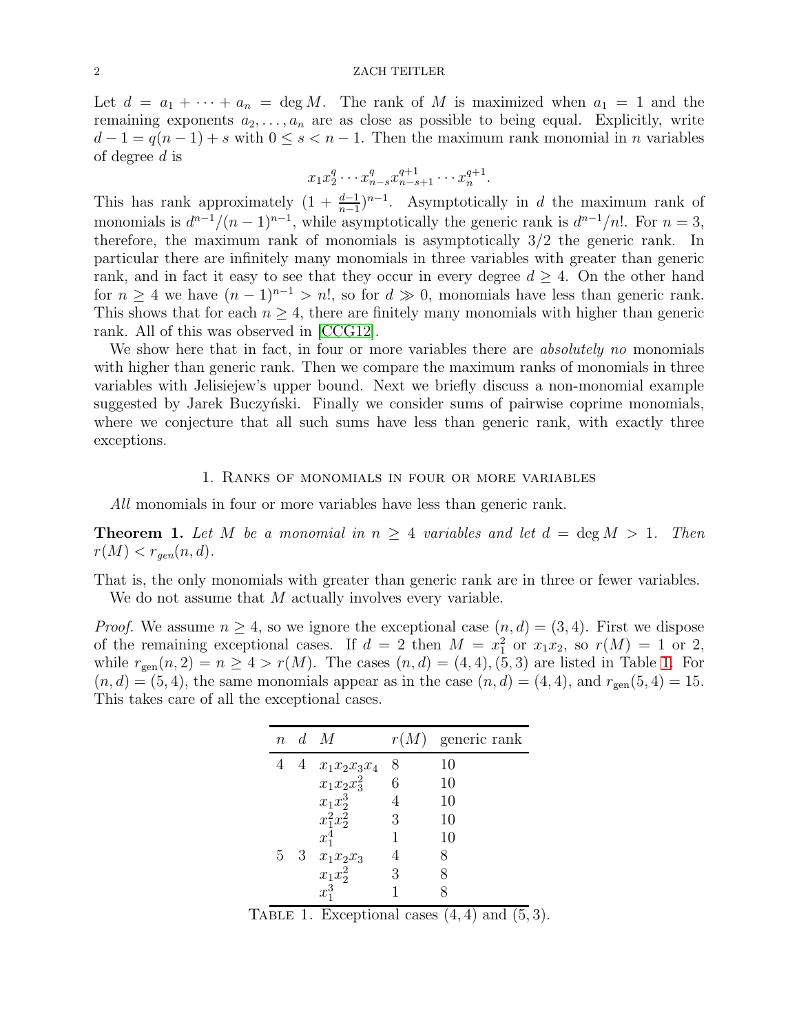Let $d = a_1 + \cdots + a_n = \deg M$. The rank of $M$ is maximized when $a_1 = 1$ and the remaining exponents $a_2, \ldots, a_n$ are as close as possible to being equal. Explicitly, write $d - 1 = q(n-1) + s$ with $0 \le s < n-1$. Then the maximum rank monomial in $n$ variables of degree $d$ is

$$x_1 x_2^q \cdots x_{n-s}^q x_{n-s+1}^{q+1} \cdots x_n^{q+1}.$$

This has rank approximately $(1 + \frac{d-1}{n-1})^{n-1}$. Asymptotically in $d$ the maximum rank of monomials is $d^{n-1}/(n-1)^{n-1}$, while asymptotically the generic rank is $d^{n-1}/n!$. For $n = 3$, therefore, the maximum rank of monomials is asymptotically $3/2$ the generic rank. In particular there are infinitely many monomials in three variables with greater than generic rank, and in fact it easy to see that they occur in every degree $d \ge 4$. On the other hand for $n \ge 4$ we have $(n-1)^{n-1} > n!$, so for $d \gg 0$, monomials have less than generic rank. This shows that for each $n \ge 4$, there are finitely many monomials with higher than generic rank. All of this was observed in [CCG12].

We show here that in fact, in four or more variables there are *absolutely no* monomials with higher than generic rank. Then we compare the maximum ranks of monomials in three variables with Jelisiejew's upper bound. Next we briefly discuss a non-monomial example suggested by Jarek Buczyński. Finally we consider sums of pairwise coprime monomials, where we conjecture that all such sums have less than generic rank, with exactly three exceptions.

## 1. Ranks of monomials in four or more variables

*All* monomials in four or more variables have less than generic rank.

**Theorem 1.** *Let $M$ be a monomial in $n \ge 4$ variables and let $d = \deg M > 1$. Then $r(M) < r_{gen}(n, d)$.*

That is, the only monomials with greater than generic rank are in three or fewer variables.

We do not assume that $M$ actually involves every variable.

*Proof.* We assume $n \ge 4$, so we ignore the exceptional case $(n, d) = (3, 4)$. First we dispose of the remaining exceptional cases. If $d = 2$ then $M = x_1^2$ or $x_1 x_2$, so $r(M) = 1$ or $2$, while $r_{\text{gen}}(n, 2) = n \ge 4 > r(M)$. The cases $(n, d) = (4, 4), (5, 3)$ are listed in Table 1. For $(n, d) = (5, 4)$, the same monomials appear as in the case $(n, d) = (4, 4)$, and $r_{\text{gen}}(5, 4) = 15$. This takes care of all the exceptional cases.

| $n$ | $d$ | $M$ | $r(M)$ | generic rank |
|---|---|---|---|---|
| 4 | 4 | $x_1x_2x_3x_4$ | 8 | 10 |
| | | $x_1x_2x_3^2$ | 6 | 10 |
| | | $x_1x_2^3$ | 4 | 10 |
| | | $x_1^2x_2^2$ | 3 | 10 |
| | | $x_1^4$ | 1 | 10 |
| 5 | 3 | $x_1x_2x_3$ | 4 | 8 |
| | | $x_1x_2^2$ | 3 | 8 |
| | | $x_1^3$ | 1 | 8 |

Table 1. Exceptional cases $(4, 4)$ and $(5, 3)$.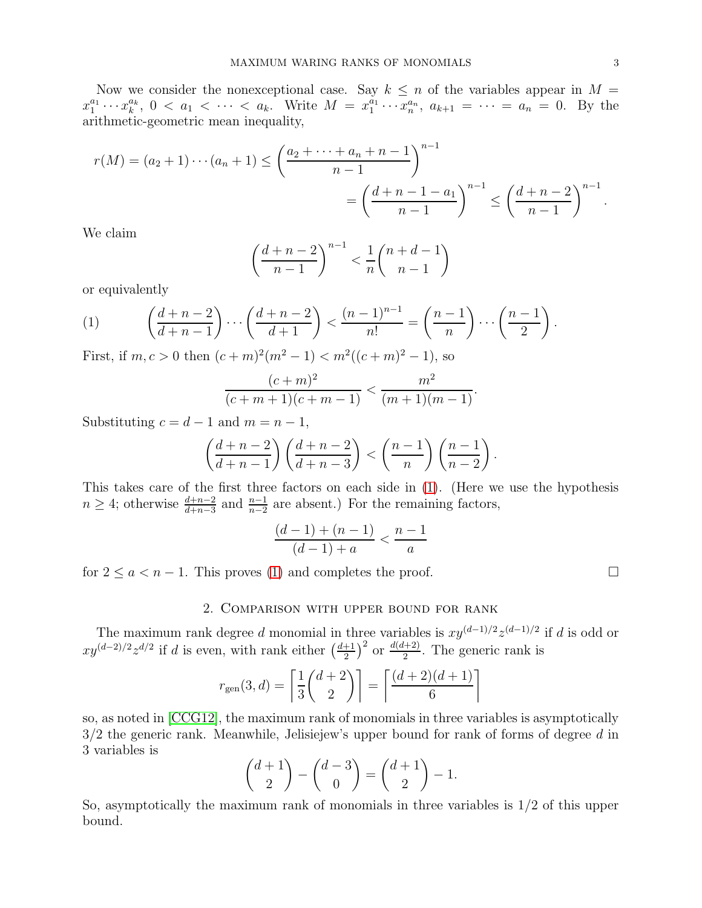Now we consider the nonexceptional case. Say $k \le n$ of the variables appear in $M = x_1^{a_1} \cdots x_k^{a_k}$, $0 < a_1 < \cdots < a_k$. Write $M = x_1^{a_1} \cdots x_n^{a_n}$, $a_{k+1} = \cdots = a_n = 0$. By the arithmetic-geometric mean inequality,

$$r(M) = (a_2+1)\cdots(a_n+1) \le \left(\frac{a_2 + \cdots + a_n + n - 1}{n-1}\right)^{n-1} = \left(\frac{d+n-1-a_1}{n-1}\right)^{n-1} \le \left(\frac{d+n-2}{n-1}\right)^{n-1}.$$

We claim

$$\left(\frac{d+n-2}{n-1}\right)^{n-1} < \frac{1}{n}\binom{n+d-1}{n-1}$$

or equivalently

$$\left(\frac{d+n-2}{d+n-1}\right)\cdots\left(\frac{d+n-2}{d+1}\right) < \frac{(n-1)^{n-1}}{n!} = \left(\frac{n-1}{n}\right)\cdots\left(\frac{n-1}{2}\right). \tag{1}$$

First, if $m, c > 0$ then $(c+m)^2(m^2-1) < m^2((c+m)^2-1)$, so

$$\frac{(c+m)^2}{(c+m+1)(c+m-1)} < \frac{m^2}{(m+1)(m-1)}.$$

Substituting $c = d-1$ and $m = n-1$,

$$\left(\frac{d+n-2}{d+n-1}\right)\left(\frac{d+n-2}{d+n-3}\right) < \left(\frac{n-1}{n}\right)\left(\frac{n-1}{n-2}\right).$$

This takes care of the first three factors on each side in (1). (Here we use the hypothesis $n \ge 4$; otherwise $\frac{d+n-2}{d+n-3}$ and $\frac{n-1}{n-2}$ are absent.) For the remaining factors,

$$\frac{(d-1)+(n-1)}{(d-1)+a} < \frac{n-1}{a}$$

for $2 \le a < n-1$. This proves (1) and completes the proof. $\square$

## 2. Comparison with upper bound for rank

The maximum rank degree $d$ monomial in three variables is $xy^{(d-1)/2}z^{(d-1)/2}$ if $d$ is odd or $xy^{(d-2)/2}z^{d/2}$ if $d$ is even, with rank either $\left(\frac{d+1}{2}\right)^2$ or $\frac{d(d+2)}{2}$. The generic rank is

$$r_{\text{gen}}(3,d) = \left\lceil \frac{1}{3}\binom{d+2}{2} \right\rceil = \left\lceil \frac{(d+2)(d+1)}{6} \right\rceil$$

so, as noted in [CCG12], the maximum rank of monomials in three variables is asymptotically $3/2$ the generic rank. Meanwhile, Jelisiejew's upper bound for rank of forms of degree $d$ in 3 variables is

$$\binom{d+1}{2} - \binom{d-3}{0} = \binom{d+1}{2} - 1.$$

So, asymptotically the maximum rank of monomials in three variables is $1/2$ of this upper bound.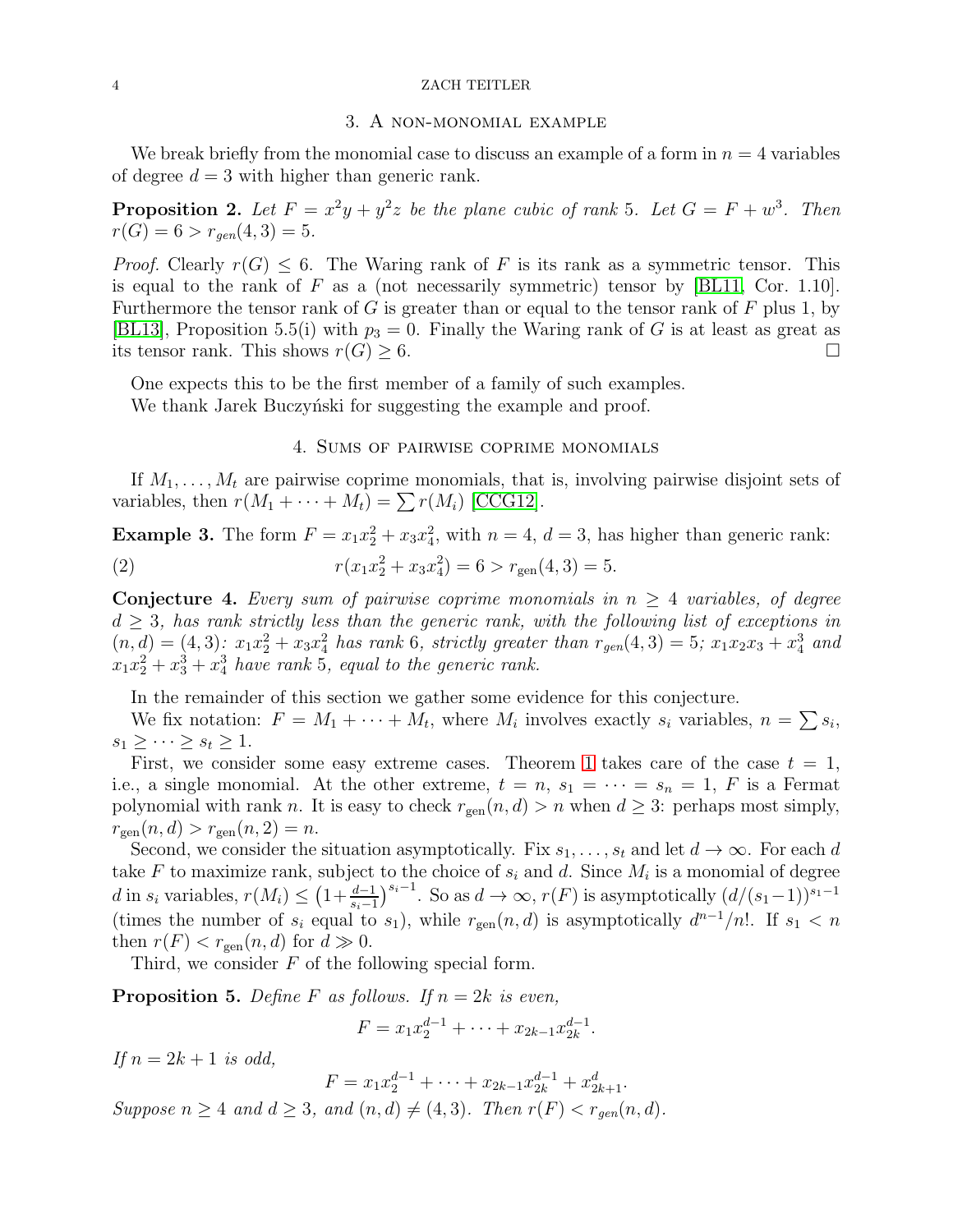## 3. A non-monomial example

We break briefly from the monomial case to discuss an example of a form in $n = 4$ variables of degree $d = 3$ with higher than generic rank.

**Proposition 2.** *Let $F = x^2y + y^2z$ be the plane cubic of rank 5. Let $G = F + w^3$. Then $r(G) = 6 > r_{gen}(4, 3) = 5$.*

*Proof.* Clearly $r(G) \leq 6$. The Waring rank of $F$ is its rank as a symmetric tensor. This is equal to the rank of $F$ as a (not necessarily symmetric) tensor by [BL11, Cor. 1.10]. Furthermore the tensor rank of $G$ is greater than or equal to the tensor rank of $F$ plus 1, by [BL13], Proposition 5.5(i) with $p_3 = 0$. Finally the Waring rank of $G$ is at least as great as its tensor rank. This shows $r(G) \geq 6$. □

One expects this to be the first member of a family of such examples.

We thank Jarek Buczyński for suggesting the example and proof.

## 4. Sums of pairwise coprime monomials

If $M_1, \ldots, M_t$ are pairwise coprime monomials, that is, involving pairwise disjoint sets of variables, then $r(M_1 + \cdots + M_t) = \sum r(M_i)$ [CCG12].

**Example 3.** The form $F = x_1x_2^2 + x_3x_4^2$, with $n = 4$, $d = 3$, has higher than generic rank:

$$r(x_1x_2^2 + x_3x_4^2) = 6 > r_{\text{gen}}(4, 3) = 5. \tag{2}$$

**Conjecture 4.** *Every sum of pairwise coprime monomials in $n \geq 4$ variables, of degree $d \geq 3$, has rank strictly less than the generic rank, with the following list of exceptions in $(n, d) = (4, 3)$: $x_1x_2^2 + x_3x_4^2$ has rank 6, strictly greater than $r_{gen}(4, 3) = 5$; $x_1x_2x_3 + x_4^3$ and $x_1x_2^2 + x_3^3 + x_4^3$ have rank 5, equal to the generic rank.*

In the remainder of this section we gather some evidence for this conjecture.

We fix notation: $F = M_1 + \cdots + M_t$, where $M_i$ involves exactly $s_i$ variables, $n = \sum s_i$, $s_1 \geq \cdots \geq s_t \geq 1$.

First, we consider some easy extreme cases. Theorem 1 takes care of the case $t = 1$, i.e., a single monomial. At the other extreme, $t = n$, $s_1 = \cdots = s_n = 1$, $F$ is a Fermat polynomial with rank $n$. It is easy to check $r_{\text{gen}}(n, d) > n$ when $d \geq 3$: perhaps most simply, $r_{\text{gen}}(n, d) > r_{\text{gen}}(n, 2) = n$.

Second, we consider the situation asymptotically. Fix $s_1, \ldots, s_t$ and let $d \to \infty$. For each $d$ take $F$ to maximize rank, subject to the choice of $s_i$ and $d$. Since $M_i$ is a monomial of degree $d$ in $s_i$ variables, $r(M_i) \leq \left(1 + \frac{d-1}{s_i - 1}\right)^{s_i - 1}$. So as $d \to \infty$, $r(F)$ is asymptotically $(d/(s_1 - 1))^{s_1 - 1}$ (times the number of $s_i$ equal to $s_1$), while $r_{\text{gen}}(n, d)$ is asymptotically $d^{n-1}/n!$. If $s_1 < n$ then $r(F) < r_{\text{gen}}(n, d)$ for $d \gg 0$.

Third, we consider $F$ of the following special form.

**Proposition 5.** *Define $F$ as follows. If $n = 2k$ is even,*

$$F = x_1x_2^{d-1} + \cdots + x_{2k-1}x_{2k}^{d-1}.$$

*If $n = 2k + 1$ is odd,*

$$F = x_1x_2^{d-1} + \cdots + x_{2k-1}x_{2k}^{d-1} + x_{2k+1}^d.$$

*Suppose $n \geq 4$ and $d \geq 3$, and $(n, d) \neq (4, 3)$. Then $r(F) < r_{gen}(n, d)$.*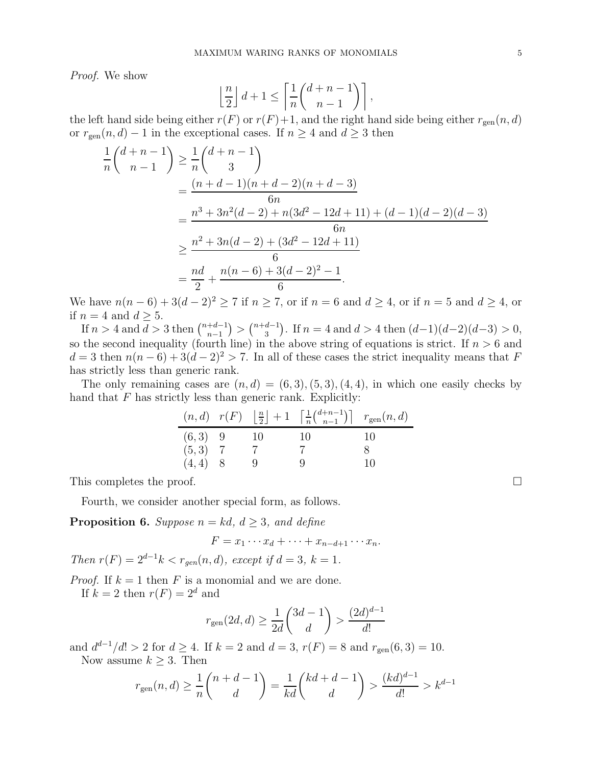*Proof.* We show

$$\left\lfloor \frac{n}{2} \right\rfloor d + 1 \le \left\lceil \frac{1}{n} \binom{d+n-1}{n-1} \right\rceil,$$

the left hand side being either $r(F)$ or $r(F)+1$, and the right hand side being either $r_{\mathrm{gen}}(n,d)$ or $r_{\mathrm{gen}}(n,d)-1$ in the exceptional cases. If $n \ge 4$ and $d \ge 3$ then

$$\begin{aligned}
\frac{1}{n}\binom{d+n-1}{n-1} &\ge \frac{1}{n}\binom{d+n-1}{3} \\
&= \frac{(n+d-1)(n+d-2)(n+d-3)}{6n} \\
&= \frac{n^3 + 3n^2(d-2) + n(3d^2-12d+11) + (d-1)(d-2)(d-3)}{6n} \\
&\ge \frac{n^2 + 3n(d-2) + (3d^2-12d+11)}{6} \\
&= \frac{nd}{2} + \frac{n(n-6) + 3(d-2)^2 - 1}{6}.
\end{aligned}$$

We have $n(n-6) + 3(d-2)^2 \ge 7$ if $n \ge 7$, or if $n = 6$ and $d \ge 4$, or if $n = 5$ and $d \ge 4$, or if $n = 4$ and $d \ge 5$.

If $n > 4$ and $d > 3$ then $\binom{n+d-1}{n-1} > \binom{n+d-1}{3}$. If $n = 4$ and $d > 4$ then $(d-1)(d-2)(d-3) > 0$, so the second inequality (fourth line) in the above string of equations is strict. If $n > 6$ and $d = 3$ then $n(n-6) + 3(d-2)^2 > 7$. In all of these cases the strict inequality means that $F$ has strictly less than generic rank.

The only remaining cases are $(n,d) = (6,3), (5,3), (4,4)$, in which one easily checks by hand that $F$ has strictly less than generic rank. Explicitly:

| $(n,d)$ | $r(F)$ | $\left\lfloor \frac{n}{2} \right\rfloor + 1$ | $\left\lceil \frac{1}{n}\binom{d+n-1}{n-1} \right\rceil$ | $r_{\mathrm{gen}}(n,d)$ |
|---|---|---|---|---|
| $(6,3)$ | 9 | 10 | 10 | 10 |
| $(5,3)$ | 7 | 7 | 7 | 8 |
| $(4,4)$ | 8 | 9 | 9 | 10 |

This completes the proof. □

Fourth, we consider another special form, as follows.

**Proposition 6.** *Suppose $n = kd$, $d \ge 3$, and define*

$$F = x_1 \cdots x_d + \cdots + x_{n-d+1} \cdots x_n.$$

*Then $r(F) = 2^{d-1}k < r_{gen}(n,d)$, except if $d = 3$, $k = 1$.*

*Proof.* If $k = 1$ then $F$ is a monomial and we are done.

If $k = 2$ then $r(F) = 2^d$ and

$$r_{\mathrm{gen}}(2d,d) \ge \frac{1}{2d}\binom{3d-1}{d} > \frac{(2d)^{d-1}}{d!}$$

and $d^{d-1}/d! > 2$ for $d \ge 4$. If $k = 2$ and $d = 3$, $r(F) = 8$ and $r_{\mathrm{gen}}(6,3) = 10$.

Now assume $k \ge 3$. Then

$$r_{\mathrm{gen}}(n,d) \ge \frac{1}{n}\binom{n+d-1}{d} = \frac{1}{kd}\binom{kd+d-1}{d} > \frac{(kd)^{d-1}}{d!} > k^{d-1}$$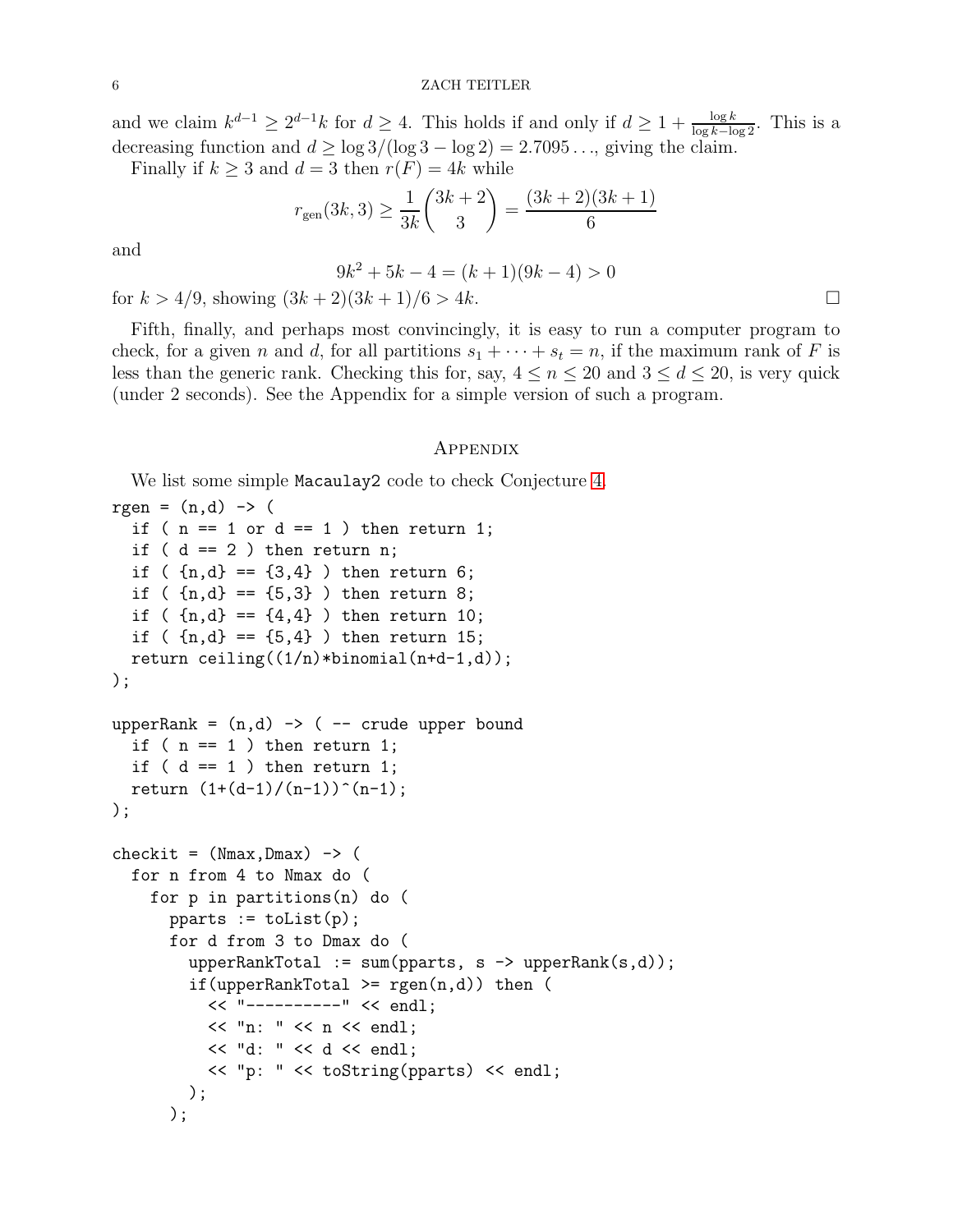and we claim $k^{d-1} \geq 2^{d-1}k$ for $d \geq 4$. This holds if and only if $d \geq 1 + \frac{\log k}{\log k - \log 2}$. This is a decreasing function and $d \geq \log 3/(\log 3 - \log 2) = 2.7095\ldots$, giving the claim.

Finally if $k \geq 3$ and $d = 3$ then $r(F) = 4k$ while

$$r_{\text{gen}}(3k, 3) \geq \frac{1}{3k}\binom{3k+2}{3} = \frac{(3k+2)(3k+1)}{6}$$

and

$$9k^2 + 5k - 4 = (k+1)(9k-4) > 0$$

for $k > 4/9$, showing $(3k+2)(3k+1)/6 > 4k$. □

Fifth, finally, and perhaps most convincingly, it is easy to run a computer program to check, for a given $n$ and $d$, for all partitions $s_1 + \cdots + s_t = n$, if the maximum rank of $F$ is less than the generic rank. Checking this for, say, $4 \leq n \leq 20$ and $3 \leq d \leq 20$, is very quick (under 2 seconds). See the Appendix for a simple version of such a program.

## Appendix

We list some simple `Macaulay2` code to check Conjecture 4.

```
rgen = (n,d) -> (
  if ( n == 1 or d == 1 ) then return 1;
  if ( d == 2 ) then return n;
  if ( {n,d} == {3,4} ) then return 6;
  if ( {n,d} == {5,3} ) then return 8;
  if ( {n,d} == {4,4} ) then return 10;
  if ( {n,d} == {5,4} ) then return 15;
  return ceiling((1/n)*binomial(n+d-1,d));
);

upperRank = (n,d) -> ( -- crude upper bound
  if ( n == 1 ) then return 1;
  if ( d == 1 ) then return 1;
  return (1+(d-1)/(n-1))^(n-1);
);

checkit = (Nmax,Dmax) -> (
  for n from 4 to Nmax do (
    for p in partitions(n) do (
      pparts := toList(p);
      for d from 3 to Dmax do (
        upperRankTotal := sum(pparts, s -> upperRank(s,d));
        if(upperRankTotal >= rgen(n,d)) then (
          << "----------" << endl;
          << "n: " << n << endl;
          << "d: " << d << endl;
          << "p: " << toString(pparts) << endl;
        );
      );
```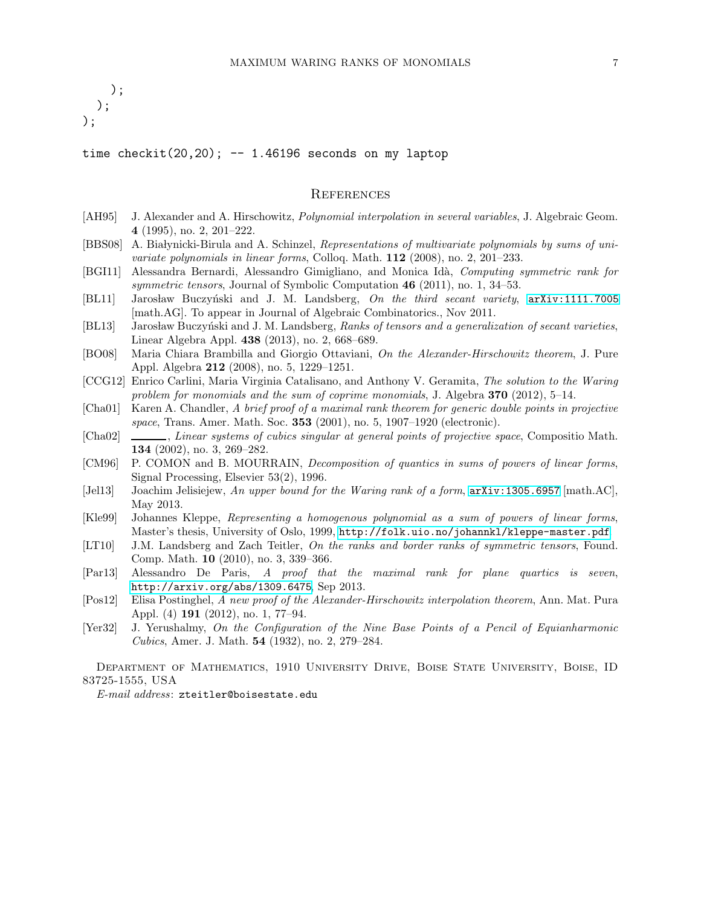```
    );
  );
);

time checkit(20,20); -- 1.46196 seconds on my laptop
```

## References

[AH95] J. Alexander and A. Hirschowitz, *Polynomial interpolation in several variables*, J. Algebraic Geom. **4** (1995), no. 2, 201–222.

[BBS08] A. Białynicki-Birula and A. Schinzel, *Representations of multivariate polynomials by sums of univariate polynomials in linear forms*, Colloq. Math. **112** (2008), no. 2, 201–233.

[BGI11] Alessandra Bernardi, Alessandro Gimigliano, and Monica Idà, *Computing symmetric rank for symmetric tensors*, Journal of Symbolic Computation **46** (2011), no. 1, 34–53.

[BL11] Jarosław Buczyński and J. M. Landsberg, *On the third secant variety*, arXiv:1111.7005 [math.AG]. To appear in Journal of Algebraic Combinatorics., Nov 2011.

[BL13] Jarosław Buczyński and J. M. Landsberg, *Ranks of tensors and a generalization of secant varieties*, Linear Algebra Appl. **438** (2013), no. 2, 668–689.

[BO08] Maria Chiara Brambilla and Giorgio Ottaviani, *On the Alexander-Hirschowitz theorem*, J. Pure Appl. Algebra **212** (2008), no. 5, 1229–1251.

[CCG12] Enrico Carlini, Maria Virginia Catalisano, and Anthony V. Geramita, *The solution to the Waring problem for monomials and the sum of coprime monomials*, J. Algebra **370** (2012), 5–14.

[Cha01] Karen A. Chandler, *A brief proof of a maximal rank theorem for generic double points in projective space*, Trans. Amer. Math. Soc. **353** (2001), no. 5, 1907–1920 (electronic).

[Cha02] ———, *Linear systems of cubics singular at general points of projective space*, Compositio Math. **134** (2002), no. 3, 269–282.

[CM96] P. COMON and B. MOURRAIN, *Decomposition of quantics in sums of powers of linear forms*, Signal Processing, Elsevier 53(2), 1996.

[Jel13] Joachim Jelisiejew, *An upper bound for the Waring rank of a form*, arXiv:1305.6957 [math.AC], May 2013.

[Kle99] Johannes Kleppe, *Representing a homogenous polynomial as a sum of powers of linear forms*, Master's thesis, University of Oslo, 1999, http://folk.uio.no/johannkl/kleppe-master.pdf.

[LT10] J.M. Landsberg and Zach Teitler, *On the ranks and border ranks of symmetric tensors*, Found. Comp. Math. **10** (2010), no. 3, 339–366.

[Par13] Alessandro De Paris, *A proof that the maximal rank for plane quartics is seven*, http://arxiv.org/abs/1309.6475, Sep 2013.

[Pos12] Elisa Postinghel, *A new proof of the Alexander-Hirschowitz interpolation theorem*, Ann. Mat. Pura Appl. (4) **191** (2012), no. 1, 77–94.

[Yer32] J. Yerushalmy, *On the Configuration of the Nine Base Points of a Pencil of Equianharmonic Cubics*, Amer. J. Math. **54** (1932), no. 2, 279–284.

Department of Mathematics, 1910 University Drive, Boise State University, Boise, ID 83725-1555, USA

*E-mail address*: zteitler@boisestate.edu